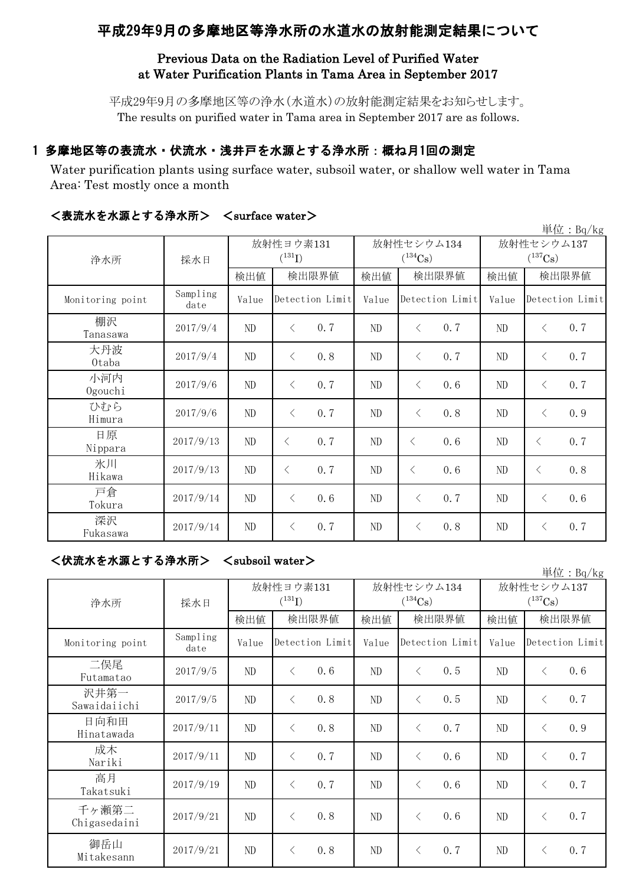# 平成29年9月の多摩地区等浄水所の水道水の放射能測定結果について

## Previous Data on the Radiation Level of Purified Water at Water Purification Plants in Tama Area in September 2017

平成29年9月の多摩地区等の浄水(水道水)の放射能測定結果をお知らせします。
The results on purified water in Tama area in September 2017 are as follows.

### 1 多摩地区等の表流水・伏流水・浅井戸を水源とする浄水所：概ね月1回の測定

Water purification plants using surface water, subsoil water, or shallow well water in Tama Area: Test mostly once a month

#### ＜表流水を水源とする浄水所＞　＜surface water＞

単位：Bq/kg

| 浄水所 | 採水日 | 放射性ヨウ素131 ($^{131}I$) | | 放射性セシウム134 ($^{134}Cs$) | | 放射性セシウム137 ($^{137}Cs$) | |
|---|---|---|---|---|---|---|---|
| | | 検出値 | 検出限界値 | 検出値 | 検出限界値 | 検出値 | 検出限界値 |
| Monitoring point | Sampling date | Value | Detection Limit | Value | Detection Limit | Value | Detection Limit |
| 棚沢 Tanasawa | 2017/9/4 | ND | ＜ 0.7 | ND | ＜ 0.7 | ND | ＜ 0.7 |
| 大丹波 Otaba | 2017/9/4 | ND | ＜ 0.8 | ND | ＜ 0.7 | ND | ＜ 0.7 |
| 小河内 Ogouchi | 2017/9/6 | ND | ＜ 0.7 | ND | ＜ 0.6 | ND | ＜ 0.7 |
| ひむら Himura | 2017/9/6 | ND | ＜ 0.7 | ND | ＜ 0.8 | ND | ＜ 0.9 |
| 日原 Nippara | 2017/9/13 | ND | ＜ 0.7 | ND | ＜ 0.6 | ND | ＜ 0.7 |
| 氷川 Hikawa | 2017/9/13 | ND | ＜ 0.7 | ND | ＜ 0.6 | ND | ＜ 0.8 |
| 戸倉 Tokura | 2017/9/14 | ND | ＜ 0.6 | ND | ＜ 0.7 | ND | ＜ 0.6 |
| 深沢 Fukasawa | 2017/9/14 | ND | ＜ 0.7 | ND | ＜ 0.8 | ND | ＜ 0.7 |

#### ＜伏流水を水源とする浄水所＞　＜subsoil water＞

単位：Bq/kg

| 浄水所 | 採水日 | 放射性ヨウ素131 ($^{131}I$) | | 放射性セシウム134 ($^{134}Cs$) | | 放射性セシウム137 ($^{137}Cs$) | |
|---|---|---|---|---|---|---|---|
| | | 検出値 | 検出限界値 | 検出値 | 検出限界値 | 検出値 | 検出限界値 |
| Monitoring point | Sampling date | Value | Detection Limit | Value | Detection Limit | Value | Detection Limit |
| 二俣尾 Futamatao | 2017/9/5 | ND | ＜ 0.6 | ND | ＜ 0.5 | ND | ＜ 0.6 |
| 沢井第一 Sawaidaiichi | 2017/9/5 | ND | ＜ 0.8 | ND | ＜ 0.5 | ND | ＜ 0.7 |
| 日向和田 Hinatawada | 2017/9/11 | ND | ＜ 0.8 | ND | ＜ 0.7 | ND | ＜ 0.9 |
| 成木 Nariki | 2017/9/11 | ND | ＜ 0.7 | ND | ＜ 0.6 | ND | ＜ 0.7 |
| 高月 Takatsuki | 2017/9/19 | ND | ＜ 0.7 | ND | ＜ 0.6 | ND | ＜ 0.7 |
| 千ヶ瀬第二 Chigasedaini | 2017/9/21 | ND | ＜ 0.8 | ND | ＜ 0.6 | ND | ＜ 0.7 |
| 御岳山 Mitakesann | 2017/9/21 | ND | ＜ 0.8 | ND | ＜ 0.7 | ND | ＜ 0.7 |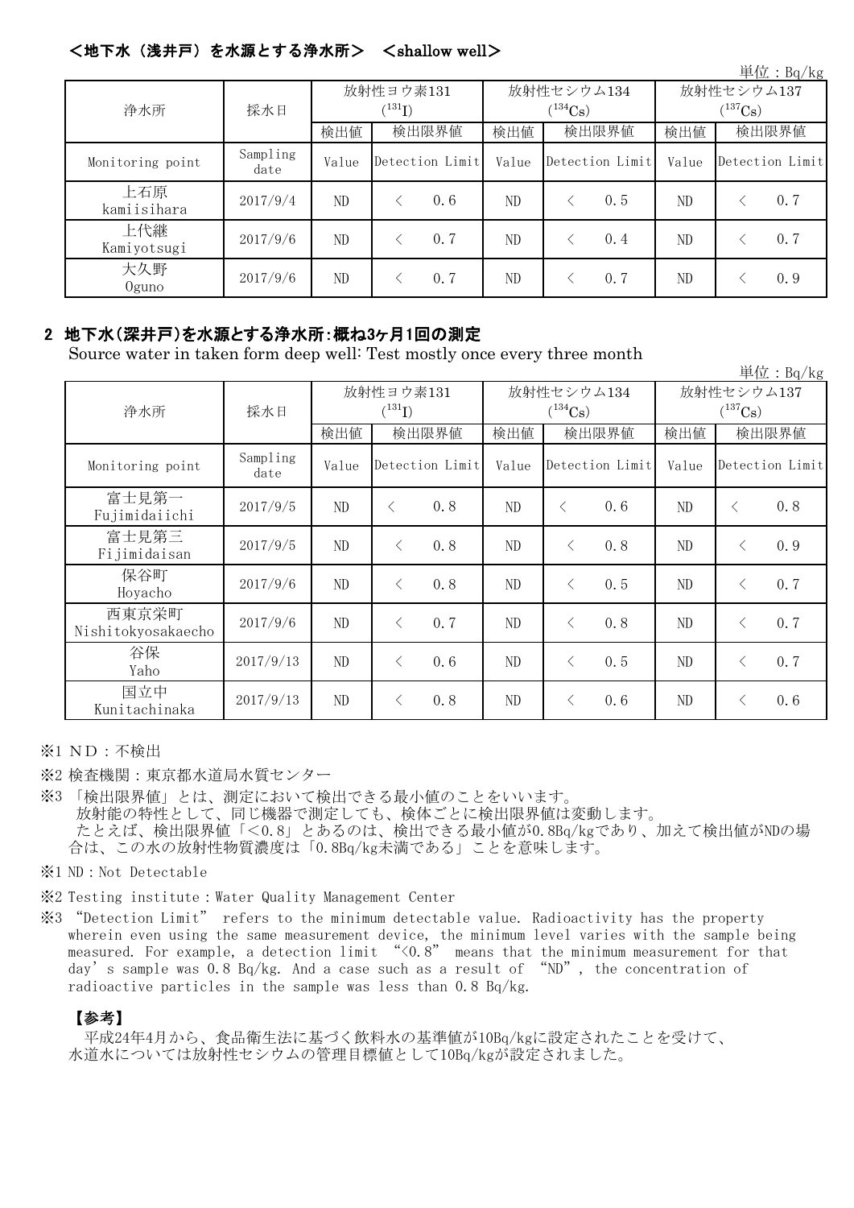## ＜地下水（浅井戸）を水源とする浄水所＞　＜shallow well＞

単位：Bq/kg

| 浄水所 | 採水日 | 放射性ヨウ素131 ($^{131}I$) | | 放射性セシウム134 ($^{134}Cs$) | | 放射性セシウム137 ($^{137}Cs$) | |
|---|---|---|---|---|---|---|---|
| | | 検出値 | 検出限界値 | 検出値 | 検出限界値 | 検出値 | 検出限界値 |
| Monitoring point | Sampling date | Value | Detection Limit | Value | Detection Limit | Value | Detection Limit |
| 上石原 kamiisihara | 2017/9/4 | ND | ＜ 0.6 | ND | ＜ 0.5 | ND | ＜ 0.7 |
| 上代継 Kamiyotsugi | 2017/9/6 | ND | ＜ 0.7 | ND | ＜ 0.4 | ND | ＜ 0.7 |
| 大久野 Oguno | 2017/9/6 | ND | ＜ 0.7 | ND | ＜ 0.7 | ND | ＜ 0.9 |

## 2 地下水(深井戸)を水源とする浄水所:概ね3ヶ月1回の測定

Source water in taken form deep well: Test mostly once every three month

単位：Bq/kg

| 浄水所 | 採水日 | 放射性ヨウ素131 ($^{131}I$) | | 放射性セシウム134 ($^{134}Cs$) | | 放射性セシウム137 ($^{137}Cs$) | |
|---|---|---|---|---|---|---|---|
| | | 検出値 | 検出限界値 | 検出値 | 検出限界値 | 検出値 | 検出限界値 |
| Monitoring point | Sampling date | Value | Detection Limit | Value | Detection Limit | Value | Detection Limit |
| 富士見第一 Fujimidaiichi | 2017/9/5 | ND | ＜ 0.8 | ND | ＜ 0.6 | ND | ＜ 0.8 |
| 富士見第三 Fijimidaisan | 2017/9/5 | ND | ＜ 0.8 | ND | ＜ 0.8 | ND | ＜ 0.9 |
| 保谷町 Hoyacho | 2017/9/6 | ND | ＜ 0.8 | ND | ＜ 0.5 | ND | ＜ 0.7 |
| 西東京栄町 Nishitokyosakaecho | 2017/9/6 | ND | ＜ 0.7 | ND | ＜ 0.8 | ND | ＜ 0.7 |
| 谷保 Yaho | 2017/9/13 | ND | ＜ 0.6 | ND | ＜ 0.5 | ND | ＜ 0.7 |
| 国立中 Kunitachinaka | 2017/9/13 | ND | ＜ 0.8 | ND | ＜ 0.6 | ND | ＜ 0.6 |

※1 ＮＤ：不検出

※2 検査機関：東京都水道局水質センター

※3 「検出限界値」とは、測定において検出できる最小値のことをいいます。
放射能の特性として、同じ機器で測定しても、検体ごとに検出限界値は変動します。
たとえば、検出限界値「＜0.8」とあるのは、検出できる最小値が0.8Bq/kgであり、加えて検出値がNDの場合は、この水の放射性物質濃度は「0.8Bq/kg未満である」ことを意味します。

※1 ND：Not Detectable

※2 Testing institute：Water Quality Management Center

※3 "Detection Limit" refers to the minimum detectable value. Radioactivity has the property wherein even using the same measurement device, the minimum level varies with the sample being measured. For example, a detection limit "<0.8" means that the minimum measurement for that day's sample was 0.8 Bq/kg. And a case such as a result of "ND", the concentration of radioactive particles in the sample was less than 0.8 Bq/kg.

### 【参考】

平成24年4月から、食品衛生法に基づく飲料水の基準値が10Bq/kgに設定されたことを受けて、水道水については放射性セシウムの管理目標値として10Bq/kgが設定されました。